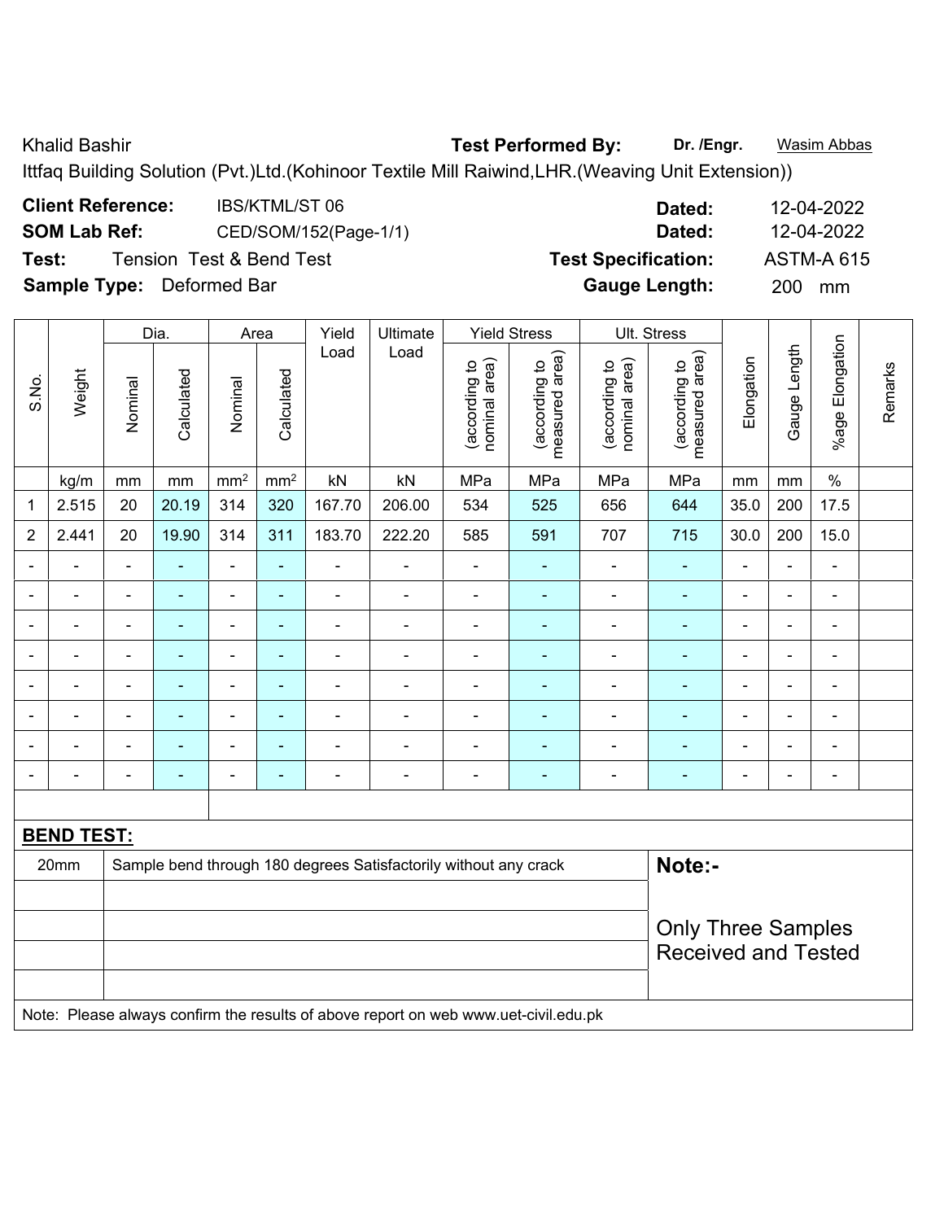Khalid Bashir | **Test Performed By:** **Dr. /Engr.** Wasim Abbas

Ittfaq Building Solution (Pvt.)Ltd.(Kohinoor Textile Mill Raiwind,LHR.(Weaving Unit Extension))

**Client Reference:** IBS/KTML/ST 06 | **Dated:** 12-04-2022

**SOM Lab Ref:** CED/SOM/152(Page-1/1) | **Dated:** 12-04-2022

**Test:** Tension Test & Bend Test | **Test Specification:** ASTM-A 615

**Sample Type:** Deformed Bar | **Gauge Length:** 200 mm

| S.No. | Weight | Dia. | | Area | | Yield Load | Ultimate Load | Yield Stress | | Ult. Stress | | Elongation | Gauge Length | %age Elongation | Remarks |
|---|---|---|---|---|---|---|---|---|---|---|---|---|---|---|---|
| | | Nominal | Calculated | Nominal | Calculated | | | (according to nominal area) | (according to measured area) | (according to nominal area) | (according to measured area) | | | | |
| | kg/m | mm | mm | mm² | mm² | kN | kN | MPa | MPa | MPa | MPa | mm | mm | % | |
| 1 | 2.515 | 20 | 20.19 | 314 | 320 | 167.70 | 206.00 | 534 | 525 | 656 | 644 | 35.0 | 200 | 17.5 | |
| 2 | 2.441 | 20 | 19.90 | 314 | 311 | 183.70 | 222.20 | 585 | 591 | 707 | 715 | 30.0 | 200 | 15.0 | |
| - | - | - | - | - | - | - | - | - | - | - | - | - | - | - | |
| - | - | - | - | - | - | - | - | - | - | - | - | - | - | - | |
| - | - | - | - | - | - | - | - | - | - | - | - | - | - | - | |
| - | - | - | - | - | - | - | - | - | - | - | - | - | - | - | |
| - | - | - | - | - | - | - | - | - | - | - | - | - | - | - | |
| - | - | - | - | - | - | - | - | - | - | - | - | - | - | - | |
| - | - | - | - | - | - | - | - | - | - | - | - | - | - | - | |
| - | - | - | - | - | - | - | - | - | - | - | - | - | - | - | |

**BEND TEST:**

| | | |
|---|---|---|
| 20mm | Sample bend through 180 degrees Satisfactorily without any crack | **Note:-** Only Three Samples Received and Tested |

Note: Please always confirm the results of above report on web www.uet-civil.edu.pk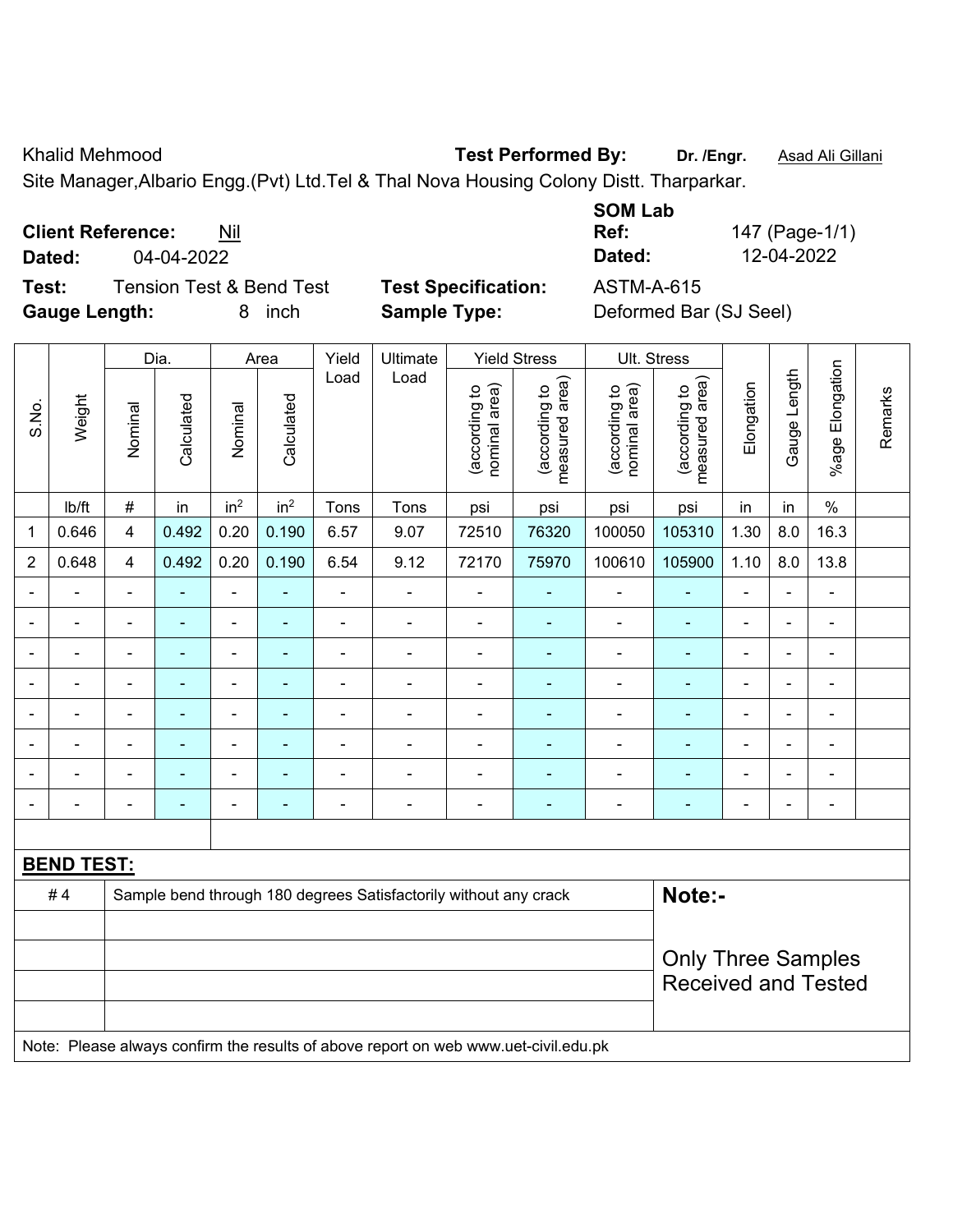Khalid Mehmood **Test Performed By:** **Dr. /Engr.** Asad Ali Gillani

Site Manager,Albario Engg.(Pvt) Ltd.Tel & Thal Nova Housing Colony Distt. Tharparkar.

**Client Reference:** Nil **SOM Lab Ref:** 147 (Page-1/1)

**Dated:** 04-04-2022 **Dated:** 12-04-2022

**Test:** Tension Test & Bend Test **Test Specification:** ASTM-A-615

**Gauge Length:** 8 inch **Sample Type:** Deformed Bar (SJ Seel)

| S.No. | Weight | Dia. | | Area | | Yield Load | Ultimate Load | Yield Stress | | Ult. Stress | | Elongation | Gauge Length | %age Elongation | Remarks |
|---|---|---|---|---|---|---|---|---|---|---|---|---|---|---|---|
| | | Nominal | Calculated | Nominal | Calculated | | | (according to nominal area) | (according to measured area) | (according to nominal area) | (according to measured area) | | | | |
| | lb/ft | # | in | $in^2$ | $in^2$ | Tons | Tons | psi | psi | psi | psi | in | in | % | |
| 1 | 0.646 | 4 | 0.492 | 0.20 | 0.190 | 6.57 | 9.07 | 72510 | 76320 | 100050 | 105310 | 1.30 | 8.0 | 16.3 | |
| 2 | 0.648 | 4 | 0.492 | 0.20 | 0.190 | 6.54 | 9.12 | 72170 | 75970 | 100610 | 105900 | 1.10 | 8.0 | 13.8 | |
| - | - | - | - | - | - | - | - | - | - | - | - | - | - | - | |
| - | - | - | - | - | - | - | - | - | - | - | - | - | - | - | |
| - | - | - | - | - | - | - | - | - | - | - | - | - | - | - | |
| - | - | - | - | - | - | - | - | - | - | - | - | - | - | - | |
| - | - | - | - | - | - | - | - | - | - | - | - | - | - | - | |
| - | - | - | - | - | - | - | - | - | - | - | - | - | - | - | |
| - | - | - | - | - | - | - | - | - | - | - | - | - | - | - | |
| - | - | - | - | - | - | - | - | - | - | - | - | - | - | - | |

**BEND TEST:**

| | | |
|---|---|---|
| # 4 | Sample bend through 180 degrees Satisfactorily without any crack | **Note:-** |
| | | Only Three Samples Received and Tested |

Note: Please always confirm the results of above report on web www.uet-civil.edu.pk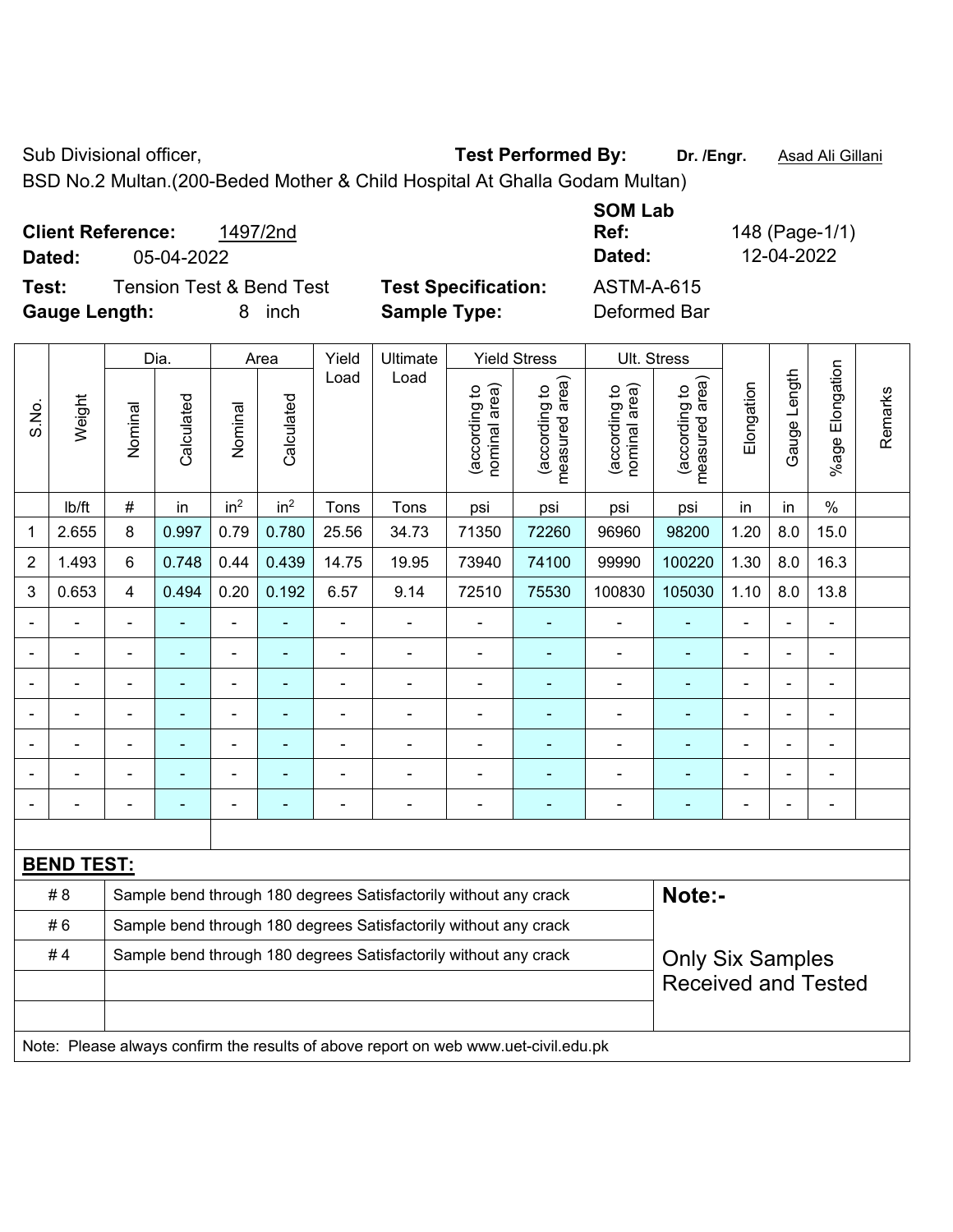Sub Divisional officer, **Test Performed By:** **Dr. /Engr.** Asad Ali Gillani

BSD No.2 Multan.(200-Beded Mother & Child Hospital At Ghalla Godam Multan)

**Client Reference:** 1497/2nd **SOM Lab Ref:** 148 (Page-1/1)

**Dated:** 05-04-2022 **Dated:** 12-04-2022

**Test:** Tension Test & Bend Test **Test Specification:** ASTM-A-615

**Gauge Length:** 8 inch **Sample Type:** Deformed Bar

| S.No. | Weight | Dia. | | Area | | Yield Load | Ultimate Load | Yield Stress | | Ult. Stress | | Elongation | Gauge Length | %age Elongation | Remarks |
|---|---|---|---|---|---|---|---|---|---|---|---|---|---|---|---|
| | | Nominal | Calculated | Nominal | Calculated | | | (according to nominal area) | (according to measured area) | (according to nominal area) | (according to measured area) | | | | |
| | lb/ft | # | in | in$^2$ | in$^2$ | Tons | Tons | psi | psi | psi | psi | in | in | % | |
| 1 | 2.655 | 8 | 0.997 | 0.79 | 0.780 | 25.56 | 34.73 | 71350 | 72260 | 96960 | 98200 | 1.20 | 8.0 | 15.0 | |
| 2 | 1.493 | 6 | 0.748 | 0.44 | 0.439 | 14.75 | 19.95 | 73940 | 74100 | 99990 | 100220 | 1.30 | 8.0 | 16.3 | |
| 3 | 0.653 | 4 | 0.494 | 0.20 | 0.192 | 6.57 | 9.14 | 72510 | 75530 | 100830 | 105030 | 1.10 | 8.0 | 13.8 | |
| - | - | - | - | - | - | - | - | - | - | - | - | - | - | - | |
| - | - | - | - | - | - | - | - | - | - | - | - | - | - | - | |
| - | - | - | - | - | - | - | - | - | - | - | - | - | - | - | |
| - | - | - | - | - | - | - | - | - | - | - | - | - | - | - | |
| - | - | - | - | - | - | - | - | - | - | - | - | - | - | - | |
| - | - | - | - | - | - | - | - | - | - | - | - | - | - | - | |
| - | - | - | - | - | - | - | - | - | - | - | - | - | - | - | |

**BEND TEST:**

| | | |
|---|---|---|
| # 8 | Sample bend through 180 degrees Satisfactorily without any crack | **Note:-** |
| # 6 | Sample bend through 180 degrees Satisfactorily without any crack | |
| # 4 | Sample bend through 180 degrees Satisfactorily without any crack | Only Six Samples Received and Tested |
| | | |
| | | |

Note: Please always confirm the results of above report on web www.uet-civil.edu.pk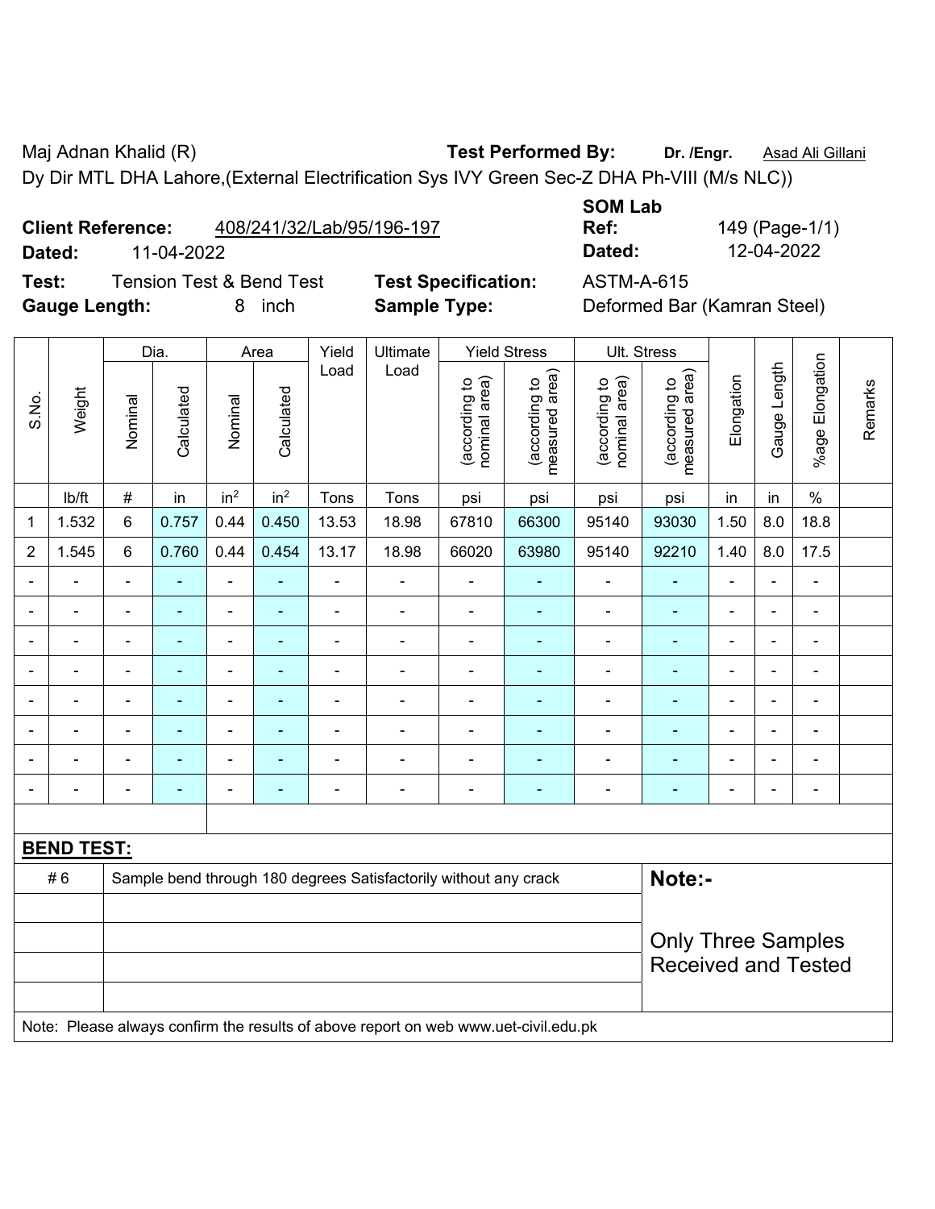Maj Adnan Khalid (R) **Test Performed By:** **Dr. /Engr.** Asad Ali Gillani

Dy Dir MTL DHA Lahore,(External Electrification Sys IVY Green Sec-Z DHA Ph-VIII (M/s NLC))

**Client Reference:** 408/241/32/Lab/95/196-197

**Dated:** 11-04-2022

**SOM Lab Ref:** 149 (Page-1/1)

**Dated:** 12-04-2022

**Test:** Tension Test & Bend Test

**Test Specification:** ASTM-A-615

**Gauge Length:** 8 inch

**Sample Type:** Deformed Bar (Kamran Steel)

| S.No. | Weight | Dia. | | Area | | Yield Load | Ultimate Load | Yield Stress | | Ult. Stress | | Elongation | Gauge Length | %age Elongation | Remarks |
|---|---|---|---|---|---|---|---|---|---|---|---|---|---|---|---|
| | | Nominal | Calculated | Nominal | Calculated | | | (according to nominal area) | (according to measured area) | (according to nominal area) | (according to measured area) | | | | |
| | lb/ft | # | in | in² | in² | Tons | Tons | psi | psi | psi | psi | in | in | % | |
| 1 | 1.532 | 6 | 0.757 | 0.44 | 0.450 | 13.53 | 18.98 | 67810 | 66300 | 95140 | 93030 | 1.50 | 8.0 | 18.8 | |
| 2 | 1.545 | 6 | 0.760 | 0.44 | 0.454 | 13.17 | 18.98 | 66020 | 63980 | 95140 | 92210 | 1.40 | 8.0 | 17.5 | |
| - | - | - | - | - | - | - | - | - | - | - | - | - | - | - | |
| - | - | - | - | - | - | - | - | - | - | - | - | - | - | - | |
| - | - | - | - | - | - | - | - | - | - | - | - | - | - | - | |
| - | - | - | - | - | - | - | - | - | - | - | - | - | - | - | |
| - | - | - | - | - | - | - | - | - | - | - | - | - | - | - | |
| - | - | - | - | - | - | - | - | - | - | - | - | - | - | - | |
| - | - | - | - | - | - | - | - | - | - | - | - | - | - | - | |
| - | - | - | - | - | - | - | - | - | - | - | - | - | - | - | |

**BEND TEST:**

| # 6 | Sample bend through 180 degrees Satisfactorily without any crack |
|---|---|

**Note:-**

Only Three Samples Received and Tested

Note: Please always confirm the results of above report on web www.uet-civil.edu.pk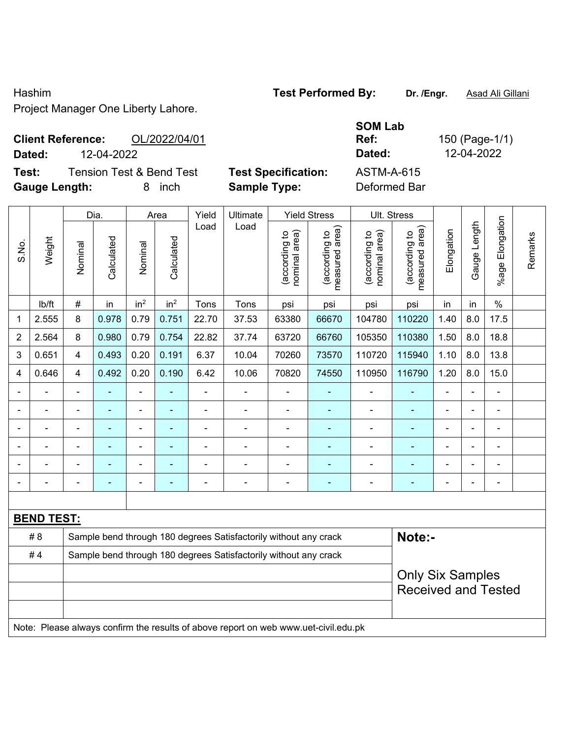Hashim

Project Manager One Liberty Lahore.

**Test Performed By:** **Dr. /Engr.** Asad Ali Gillani

**Client Reference:** OL/2022/04/01

**Dated:** 12-04-2022

**SOM Lab Ref:** 150 (Page-1/1)

**Dated:** 12-04-2022

**Test:** Tension Test & Bend Test

**Test Specification:** ASTM-A-615

**Gauge Length:** 8 inch

**Sample Type:** Deformed Bar

| S.No. | Weight | Dia. | | Area | | Yield Load | Ultimate Load | Yield Stress | | Ult. Stress | | Elongation | Gauge Length | %age Elongation | Remarks |
|---|---|---|---|---|---|---|---|---|---|---|---|---|---|---|---|
| | | Nominal | Calculated | Nominal | Calculated | | | (according to nominal area) | (according to measured area) | (according to nominal area) | (according to measured area) | | | | |
| | lb/ft | # | in | in$^2$ | in$^2$ | Tons | Tons | psi | psi | psi | psi | in | in | % | |
| 1 | 2.555 | 8 | 0.978 | 0.79 | 0.751 | 22.70 | 37.53 | 63380 | 66670 | 104780 | 110220 | 1.40 | 8.0 | 17.5 | |
| 2 | 2.564 | 8 | 0.980 | 0.79 | 0.754 | 22.82 | 37.74 | 63720 | 66760 | 105350 | 110380 | 1.50 | 8.0 | 18.8 | |
| 3 | 0.651 | 4 | 0.493 | 0.20 | 0.191 | 6.37 | 10.04 | 70260 | 73570 | 110720 | 115940 | 1.10 | 8.0 | 13.8 | |
| 4 | 0.646 | 4 | 0.492 | 0.20 | 0.190 | 6.42 | 10.06 | 70820 | 74550 | 110950 | 116790 | 1.20 | 8.0 | 15.0 | |
| - | - | - | - | - | - | - | - | - | - | - | - | - | - | - | |
| - | - | - | - | - | - | - | - | - | - | - | - | - | - | - | |
| - | - | - | - | - | - | - | - | - | - | - | - | - | - | - | |
| - | - | - | - | - | - | - | - | - | - | - | - | - | - | - | |
| - | - | - | - | - | - | - | - | - | - | - | - | - | - | - | |
| - | - | - | - | - | - | - | - | - | - | - | - | - | - | - | |

**BEND TEST:**

| | |
|---|---|
| # 8 | Sample bend through 180 degrees Satisfactorily without any crack |
| # 4 | Sample bend through 180 degrees Satisfactorily without any crack |

**Note:-**

Only Six Samples Received and Tested

Note: Please always confirm the results of above report on web www.uet-civil.edu.pk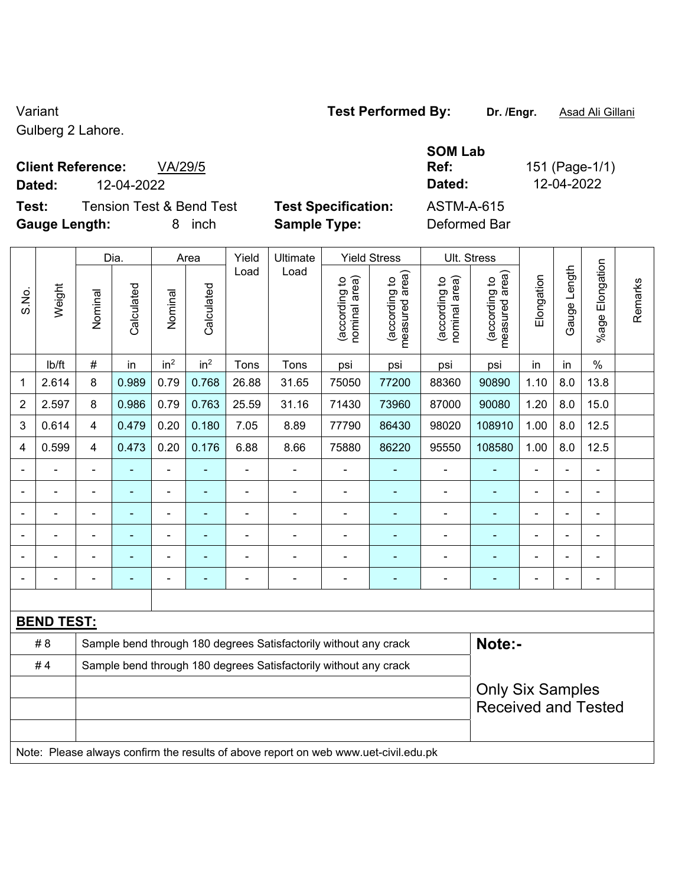Variant
Gulberg 2 Lahore.

**Test Performed By:** **Dr. /Engr.** Asad Ali Gillani

**Client Reference:** VA/29/5
**Dated:** 12-04-2022

**SOM Lab Ref:** 151 (Page-1/1)
**Dated:** 12-04-2022

**Test:** Tension Test & Bend Test
**Gauge Length:** 8 inch

**Test Specification:** ASTM-A-615
**Sample Type:** Deformed Bar

| S.No. | Weight | Dia. | | Area | | Yield Load | Ultimate Load | Yield Stress | | Ult. Stress | | Elongation | Gauge Length | %age Elongation | Remarks |
|---|---|---|---|---|---|---|---|---|---|---|---|---|---|---|---|
| | | Nominal | Calculated | Nominal | Calculated | | | (according to nominal area) | (according to measured area) | (according to nominal area) | (according to measured area) | | | | |
| | lb/ft | # | in | in$^2$ | in$^2$ | Tons | Tons | psi | psi | psi | psi | in | in | % | |
| 1 | 2.614 | 8 | 0.989 | 0.79 | 0.768 | 26.88 | 31.65 | 75050 | 77200 | 88360 | 90890 | 1.10 | 8.0 | 13.8 | |
| 2 | 2.597 | 8 | 0.986 | 0.79 | 0.763 | 25.59 | 31.16 | 71430 | 73960 | 87000 | 90080 | 1.20 | 8.0 | 15.0 | |
| 3 | 0.614 | 4 | 0.479 | 0.20 | 0.180 | 7.05 | 8.89 | 77790 | 86430 | 98020 | 108910 | 1.00 | 8.0 | 12.5 | |
| 4 | 0.599 | 4 | 0.473 | 0.20 | 0.176 | 6.88 | 8.66 | 75880 | 86220 | 95550 | 108580 | 1.00 | 8.0 | 12.5 | |
| - | - | - | - | - | - | - | - | - | - | - | - | - | - | - | |
| - | - | - | - | - | - | - | - | - | - | - | - | - | - | - | |
| - | - | - | - | - | - | - | - | - | - | - | - | - | - | - | |
| - | - | - | - | - | - | - | - | - | - | - | - | - | - | - | |
| - | - | - | - | - | - | - | - | - | - | - | - | - | - | - | |
| - | - | - | - | - | - | - | - | - | - | - | - | - | - | - | |

**BEND TEST:**

| | |
|---|---|
| # 8 | Sample bend through 180 degrees Satisfactorily without any crack |
| # 4 | Sample bend through 180 degrees Satisfactorily without any crack |

**Note:-**

Only Six Samples Received and Tested

Note: Please always confirm the results of above report on web www.uet-civil.edu.pk